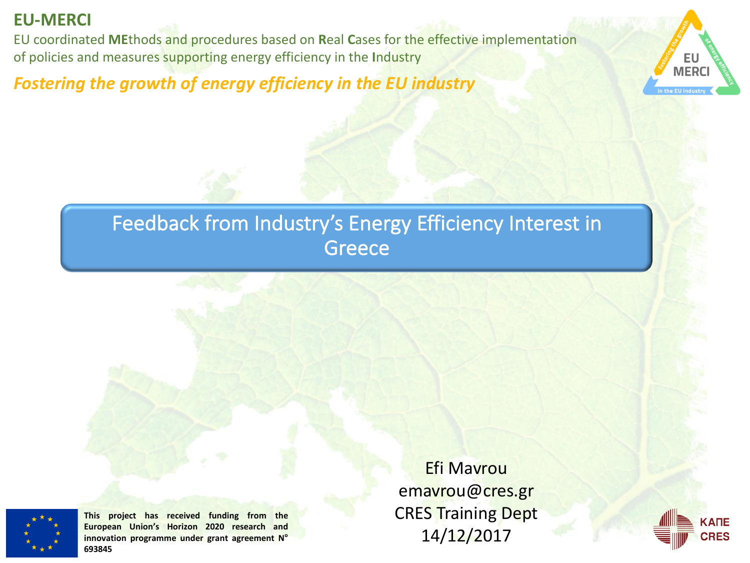**EU-MERCI**

EU coordinated **ME**thods and procedures based on **R**eal **C**ases for the effective implementation of policies and measures supporting energy efficiency in the **I**ndustry

***Fostering the growth of energy efficiency in the EU industry***

# Feedback from Industry's Energy Efficiency Interest in Greece

Efi Mavrou
emavrou@cres.gr
CRES Training Dept
14/12/2017

**This project has received funding from the European Union's Horizon 2020 research and innovation programme under grant agreement N° 693845**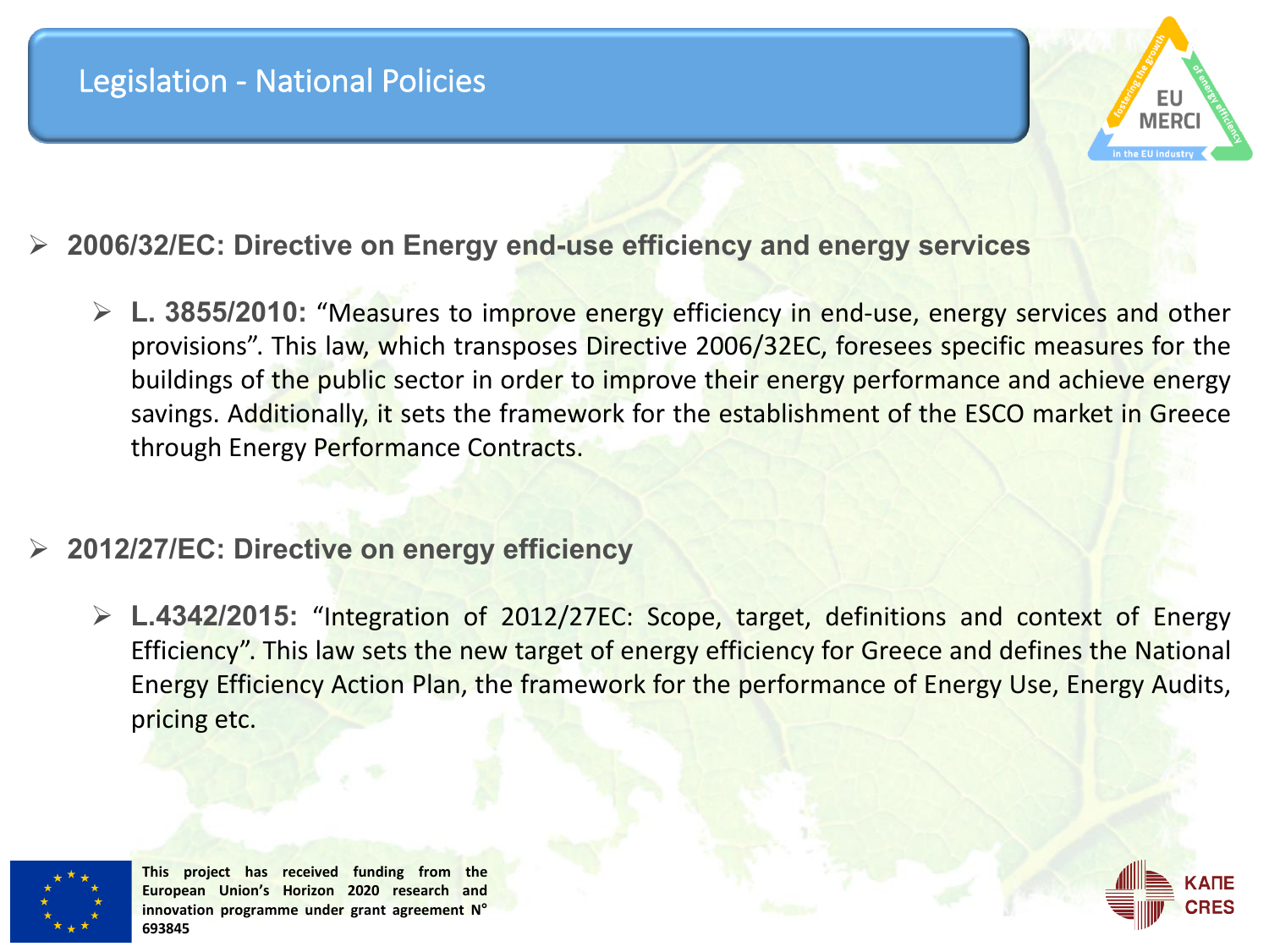# Legislation - National Policies

- **2006/32/EC: Directive on Energy end-use efficiency and energy services**
  - **L. 3855/2010:** "Measures to improve energy efficiency in end-use, energy services and other provisions". This law, which transposes Directive 2006/32EC, foresees specific measures for the buildings of the public sector in order to improve their energy performance and achieve energy savings. Additionally, it sets the framework for the establishment of the ESCO market in Greece through Energy Performance Contracts.

- **2012/27/EC: Directive on energy efficiency**
  - **L.4342/2015:** "Integration of 2012/27EC: Scope, target, definitions and context of Energy Efficiency". This law sets the new target of energy efficiency for Greece and defines the National Energy Efficiency Action Plan, the framework for the performance of Energy Use, Energy Audits, pricing etc.

This project has received funding from the European Union's Horizon 2020 research and innovation programme under grant agreement N° 693845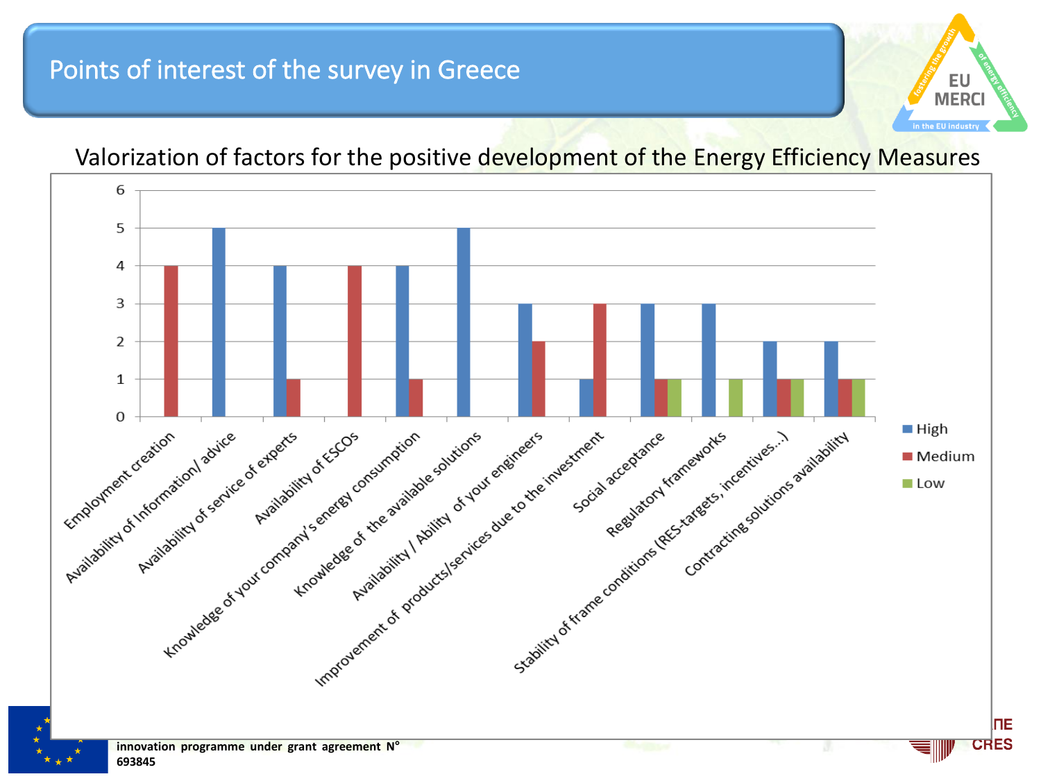# Points of interest of the survey in Greece

Valorization of factors for the positive development of the Energy Efficiency Measures

| Factor | High | Medium | Low |
| --- | --- | --- | --- |
| Employment creation | | 4 | |
| Availability of Information/ advice | 5 | | |
| Availability of service of experts | 4 | 1 | |
| Availability of ESCOs | | 4 | |
| Knowledge of your company's energy consumption | 4 | 1 | |
| Knowledge of the available solutions | 5 | | |
| Availability / Ability of your engineers | 3 | 2 | |
| Improvement of products/services due to the investment | 1 | 3 | |
| Social acceptance | 3 | 1 | 1 |
| Regulatory frameworks | 3 | | 1 |
| Stability of frame conditions (RES-targets, incentives...) | 2 | 1 | 1 |
| Contracting solutions availability | 2 | 1 | 1 |

innovation programme under grant agreement N° 693845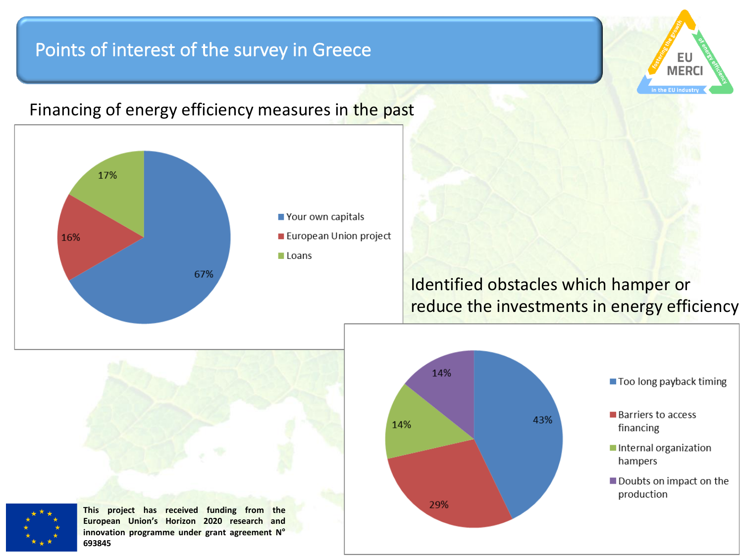# Points of interest of the survey in Greece

## Financing of energy efficiency measures in the past

| Source | Share |
|---|---|
| Your own capitals | 67% |
| European Union project | 16% |
| Loans | 17% |

## Identified obstacles which hamper or reduce the investments in energy efficiency

| Obstacle | Share |
|---|---|
| Too long payback timing | 43% |
| Barriers to access financing | 29% |
| Internal organization hampers | 14% |
| Doubts on impact on the production | 14% |

This project has received funding from the European Union's Horizon 2020 research and innovation programme under grant agreement N° 693845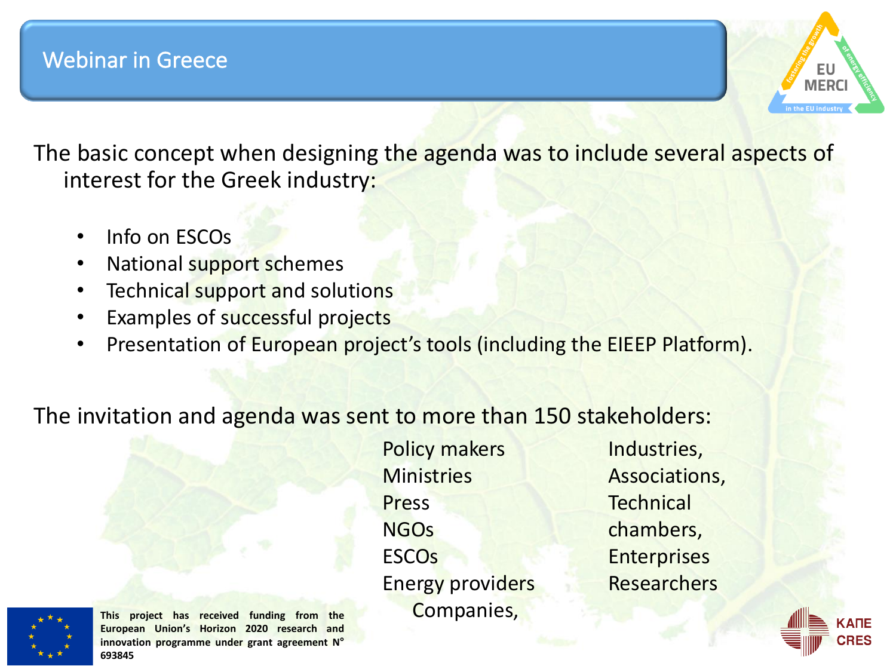# Webinar in Greece

The basic concept when designing the agenda was to include several aspects of interest for the Greek industry:

- Info on ESCOs
- National support schemes
- Technical support and solutions
- Examples of successful projects
- Presentation of European project's tools (including the EIEEP Platform).

The invitation and agenda was sent to more than 150 stakeholders:

Policy makers
Ministries
Press
NGOs
ESCOs
Energy providers
Companies,

Industries,
Associations,
Technical chambers,
Enterprises
Researchers

This project has received funding from the European Union's Horizon 2020 research and innovation programme under grant agreement N° 693845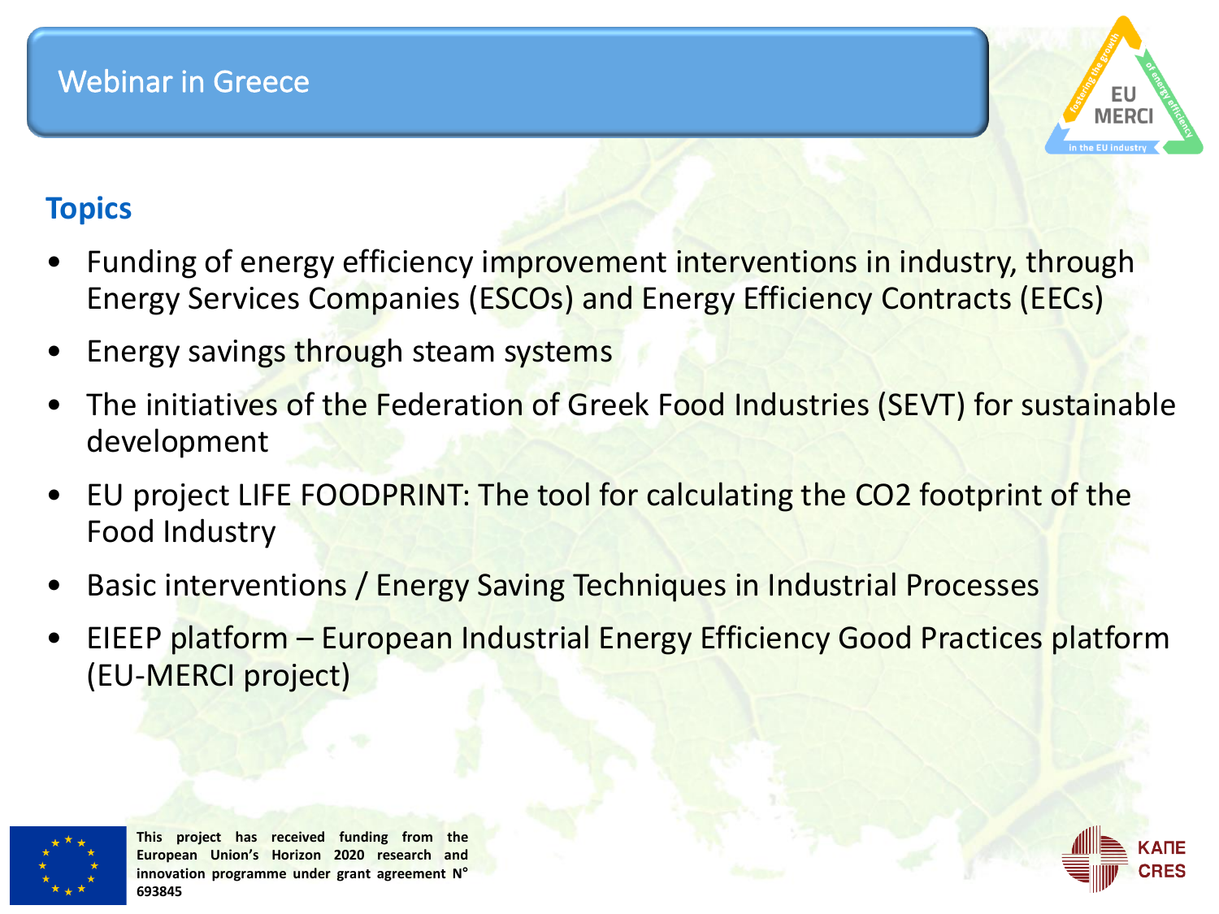# Webinar in Greece

## Topics

- Funding of energy efficiency improvement interventions in industry, through Energy Services Companies (ESCOs) and Energy Efficiency Contracts (EECs)
- Energy savings through steam systems
- The initiatives of the Federation of Greek Food Industries (SEVT) for sustainable development
- EU project LIFE FOODPRINT: The tool for calculating the $CO_2$ footprint of the Food Industry
- Basic interventions / Energy Saving Techniques in Industrial Processes
- EIEEP platform – European Industrial Energy Efficiency Good Practices platform (EU-MERCI project)

**This project has received funding from the European Union's Horizon 2020 research and innovation programme under grant agreement N° 693845**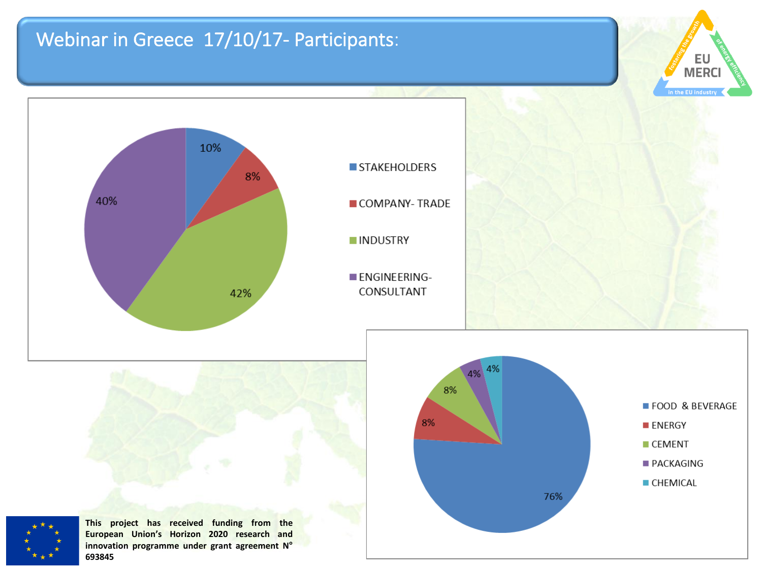# Webinar in Greece 17/10/17- Participants:

| Category | Share |
|---|---|
| STAKEHOLDERS | 10% |
| COMPANY- TRADE | 8% |
| INDUSTRY | 42% |
| ENGINEERING- CONSULTANT | 40% |

| Sector | Share |
|---|---|
| FOOD & BEVERAGE | 76% |
| ENERGY | 8% |
| CEMENT | 8% |
| PACKAGING | 4% |
| CHEMICAL | 4% |

This project has received funding from the European Union's Horizon 2020 research and innovation programme under grant agreement N° 693845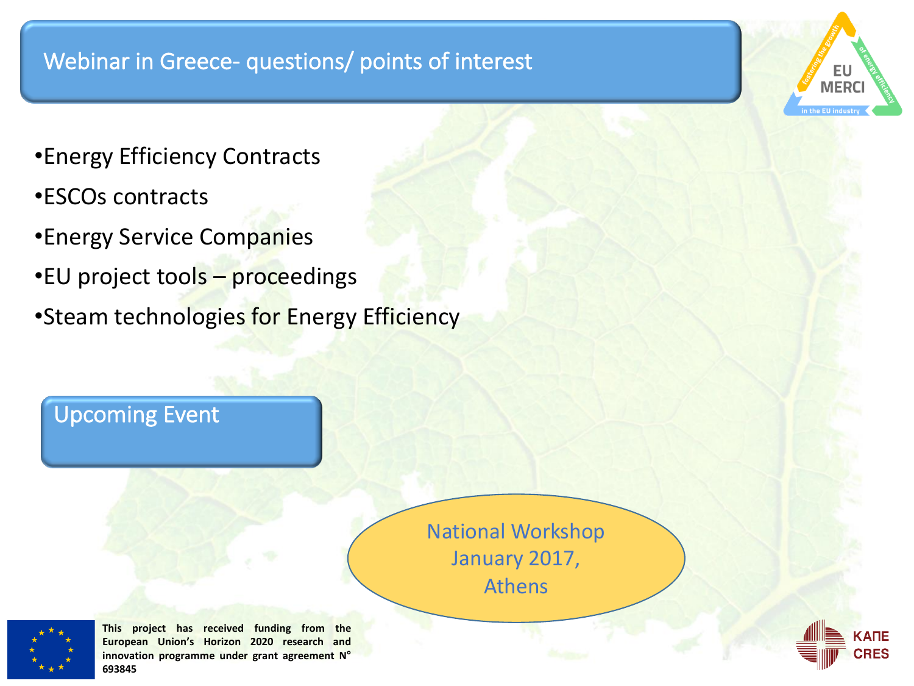# Webinar in Greece- questions/ points of interest

- Energy Efficiency Contracts
- ESCOs contracts
- Energy Service Companies
- EU project tools – proceedings
- Steam technologies for Energy Efficiency

## Upcoming Event

National Workshop
January 2017,
Athens

This project has received funding from the European Union's Horizon 2020 research and innovation programme under grant agreement N° 693845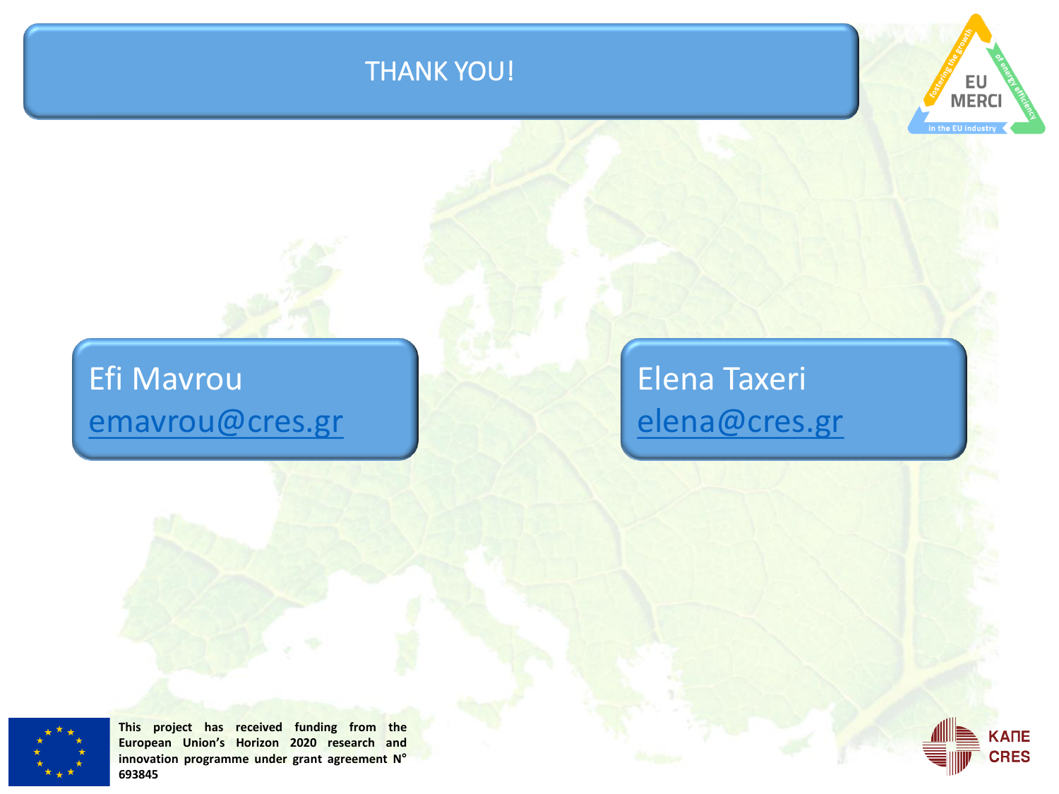# THANK YOU!

Efi Mavrou
emavrou@cres.gr

Elena Taxeri
elena@cres.gr

**This project has received funding from the European Union's Horizon 2020 research and innovation programme under grant agreement N° 693845**